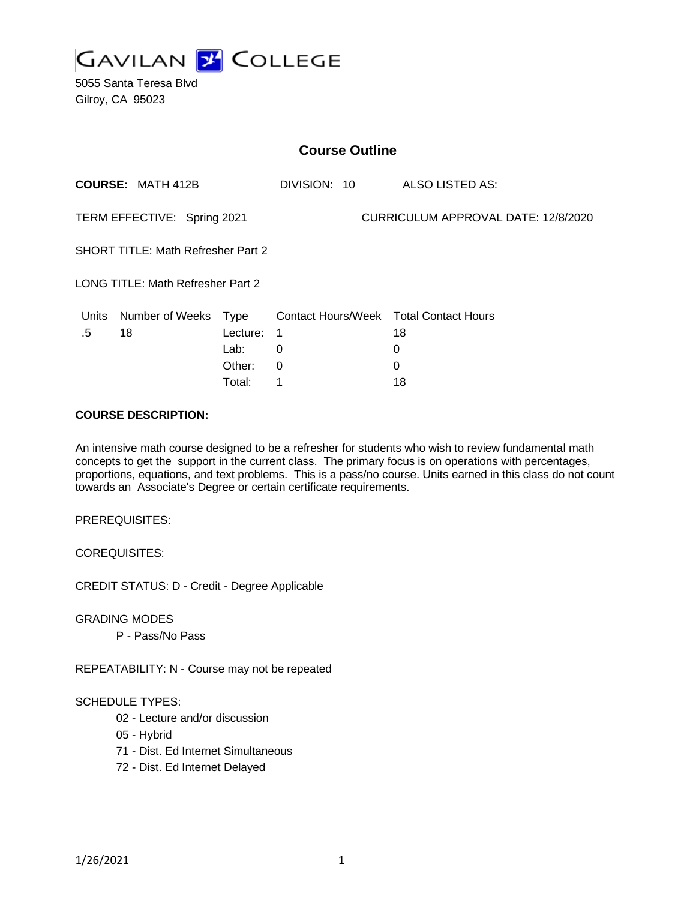# GAVILAN COLLEGE

5055 Santa Teresa Blvd
Gilroy, CA 95023

## Course Outline

**COURSE:** MATH 412B DIVISION: 10 ALSO LISTED AS:

TERM EFFECTIVE: Spring 2021 CURRICULUM APPROVAL DATE: 12/8/2020

SHORT TITLE: Math Refresher Part 2

LONG TITLE: Math Refresher Part 2

| Units | Number of Weeks | Type | Contact Hours/Week | Total Contact Hours |
|---|---|---|---|---|
| .5 | 18 | Lecture: | 1 | 18 |
| | | Lab: | 0 | 0 |
| | | Other: | 0 | 0 |
| | | Total: | 1 | 18 |

**COURSE DESCRIPTION:**

An intensive math course designed to be a refresher for students who wish to review fundamental math concepts to get the support in the current class. The primary focus is on operations with percentages, proportions, equations, and text problems. This is a pass/no course. Units earned in this class do not count towards an Associate's Degree or certain certificate requirements.

PREREQUISITES:

COREQUISITES:

CREDIT STATUS: D - Credit - Degree Applicable

GRADING MODES

- P - Pass/No Pass

REPEATABILITY: N - Course may not be repeated

SCHEDULE TYPES:

- 02 - Lecture and/or discussion
- 05 - Hybrid
- 71 - Dist. Ed Internet Simultaneous
- 72 - Dist. Ed Internet Delayed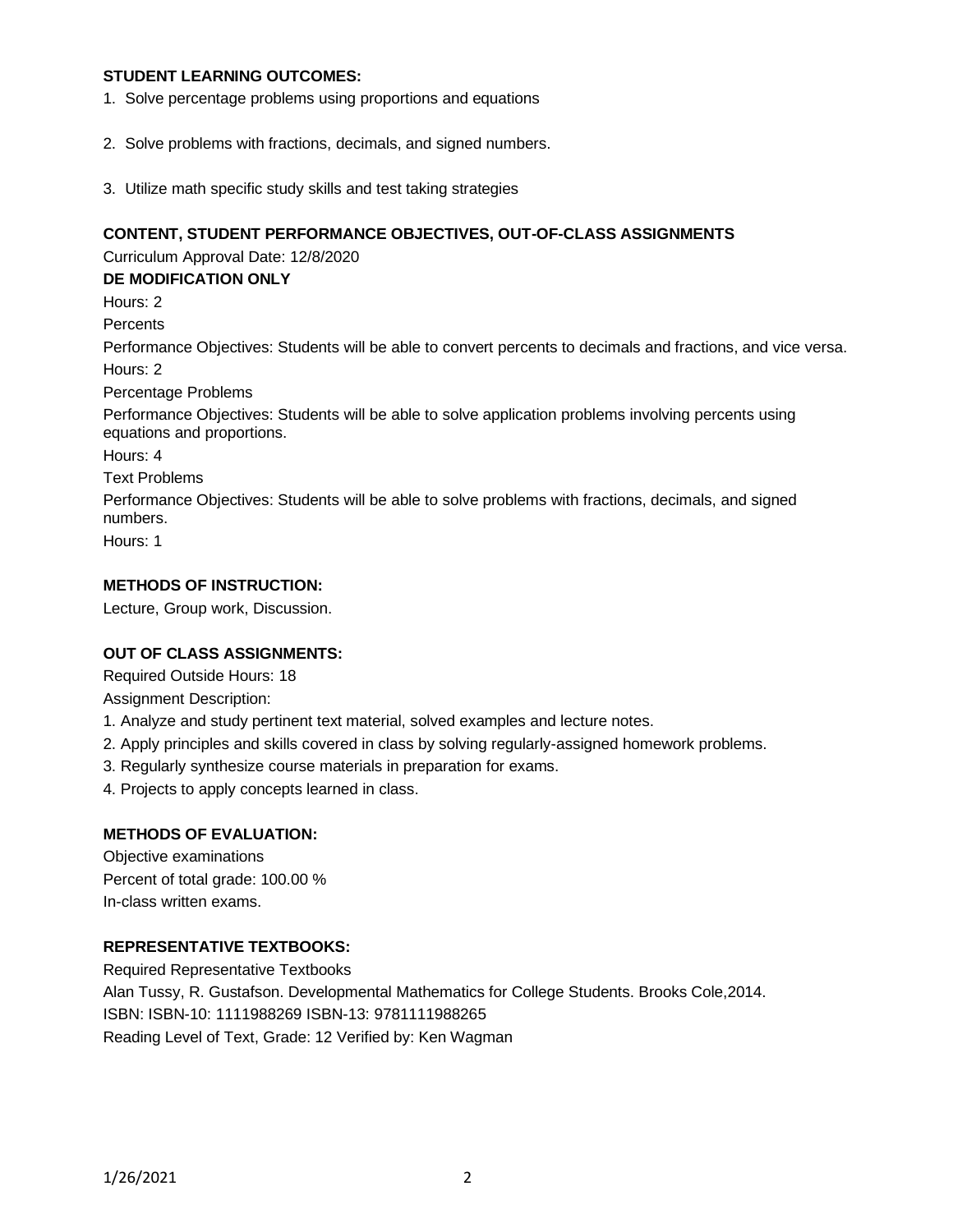**STUDENT LEARNING OUTCOMES:**

1. Solve percentage problems using proportions and equations

2. Solve problems with fractions, decimals, and signed numbers.

3. Utilize math specific study skills and test taking strategies

**CONTENT, STUDENT PERFORMANCE OBJECTIVES, OUT-OF-CLASS ASSIGNMENTS**

Curriculum Approval Date: 12/8/2020

**DE MODIFICATION ONLY**

Hours: 2

Percents

Performance Objectives: Students will be able to convert percents to decimals and fractions, and vice versa.

Hours: 2

Percentage Problems

Performance Objectives: Students will be able to solve application problems involving percents using equations and proportions.

Hours: 4

Text Problems

Performance Objectives: Students will be able to solve problems with fractions, decimals, and signed numbers.

Hours: 1

**METHODS OF INSTRUCTION:**

Lecture, Group work, Discussion.

**OUT OF CLASS ASSIGNMENTS:**

Required Outside Hours: 18

Assignment Description:

1. Analyze and study pertinent text material, solved examples and lecture notes.
2. Apply principles and skills covered in class by solving regularly-assigned homework problems.
3. Regularly synthesize course materials in preparation for exams.
4. Projects to apply concepts learned in class.

**METHODS OF EVALUATION:**

Objective examinations

Percent of total grade: 100.00 %

In-class written exams.

**REPRESENTATIVE TEXTBOOKS:**

Required Representative Textbooks

Alan Tussy, R. Gustafson. Developmental Mathematics for College Students. Brooks Cole,2014.

ISBN: ISBN-10: 1111988269 ISBN-13: 9781111988265

Reading Level of Text, Grade: 12 Verified by: Ken Wagman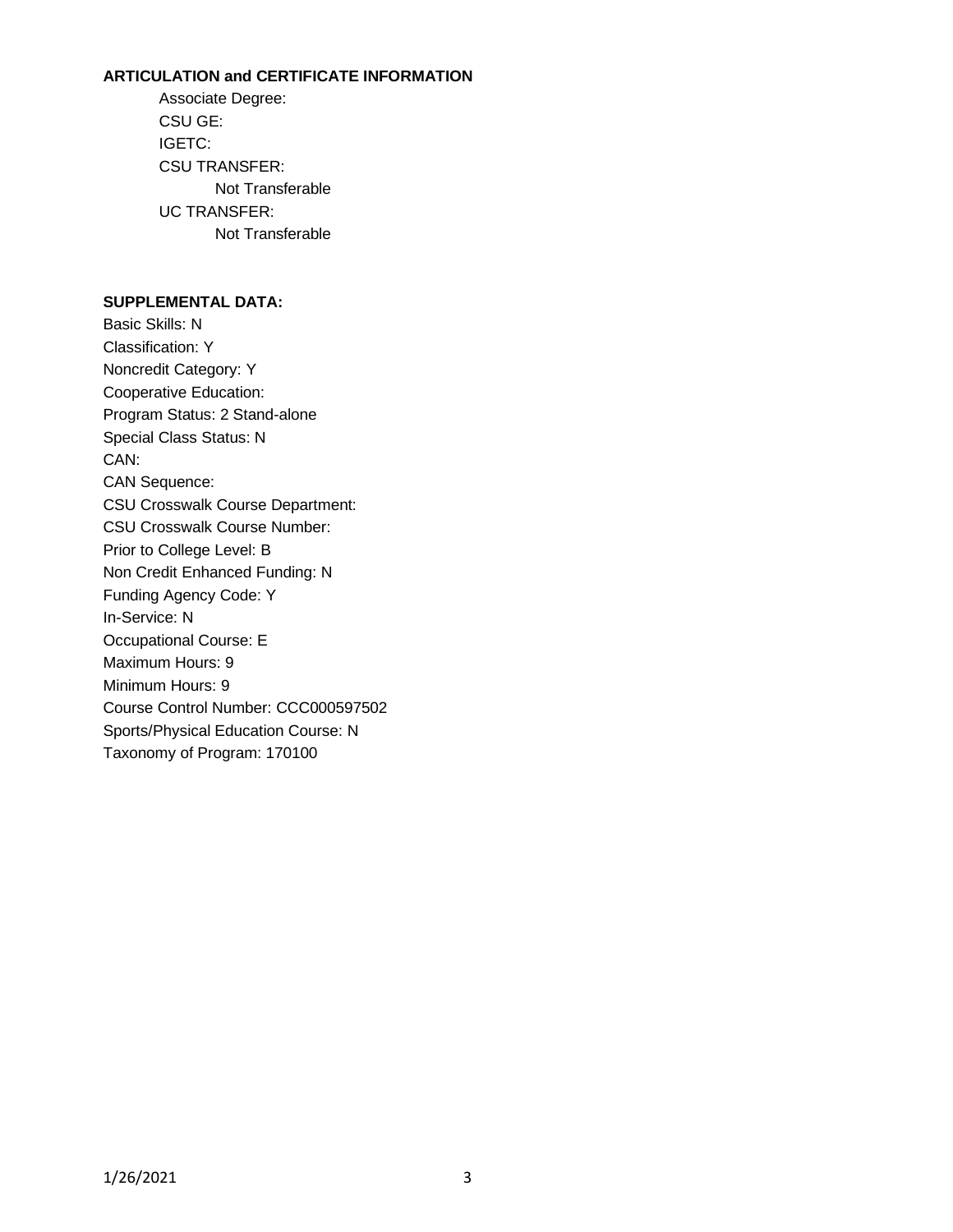**ARTICULATION and CERTIFICATE INFORMATION**

Associate Degree:

CSU GE:

IGETC:

CSU TRANSFER:

Not Transferable

UC TRANSFER:

Not Transferable

**SUPPLEMENTAL DATA:**

Basic Skills: N

Classification: Y

Noncredit Category: Y

Cooperative Education:

Program Status: 2 Stand-alone

Special Class Status: N

CAN:

CAN Sequence:

CSU Crosswalk Course Department:

CSU Crosswalk Course Number:

Prior to College Level: B

Non Credit Enhanced Funding: N

Funding Agency Code: Y

In-Service: N

Occupational Course: E

Maximum Hours: 9

Minimum Hours: 9

Course Control Number: CCC000597502

Sports/Physical Education Course: N

Taxonomy of Program: 170100